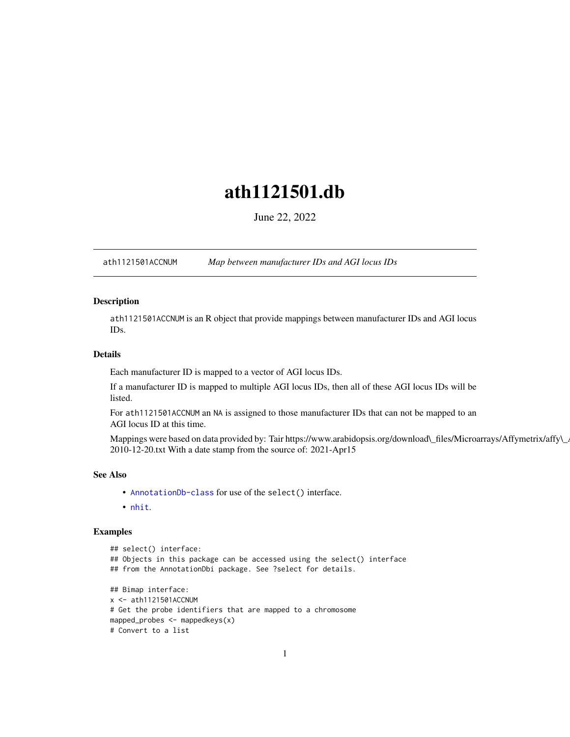# ath1121501.db

June 22, 2022

ath1121501ACCNUM *Map between manufacturer IDs and AGI locus IDs*

## Description

ath1121501ACCNUM is an R object that provide mappings between manufacturer IDs and AGI locus IDs.

## Details

Each manufacturer ID is mapped to a vector of AGI locus IDs.

If a manufacturer ID is mapped to multiple AGI locus IDs, then all of these AGI locus IDs will be listed.

For ath1121501ACCNUM an NA is assigned to those manufacturer IDs that can not be mapped to an AGI locus ID at this time.

Mappings were based on data provided by: Tair https://www.arabidopsis.org/download\_files/Microarrays/Affymetrix/affy\_a 2010-12-20.txt With a date stamp from the source of: 2021-Apr15

## See Also

- AnnotationDb-class for use of the select() interface.
- nhit.

## Examples

```
## select() interface:
## Objects in this package can be accessed using the select() interface
## from the AnnotationDbi package. See ?select for details.

## Bimap interface:
x <- ath1121501ACCNUM
# Get the probe identifiers that are mapped to a chromosome
mapped_probes <- mappedkeys(x)
# Convert to a list
```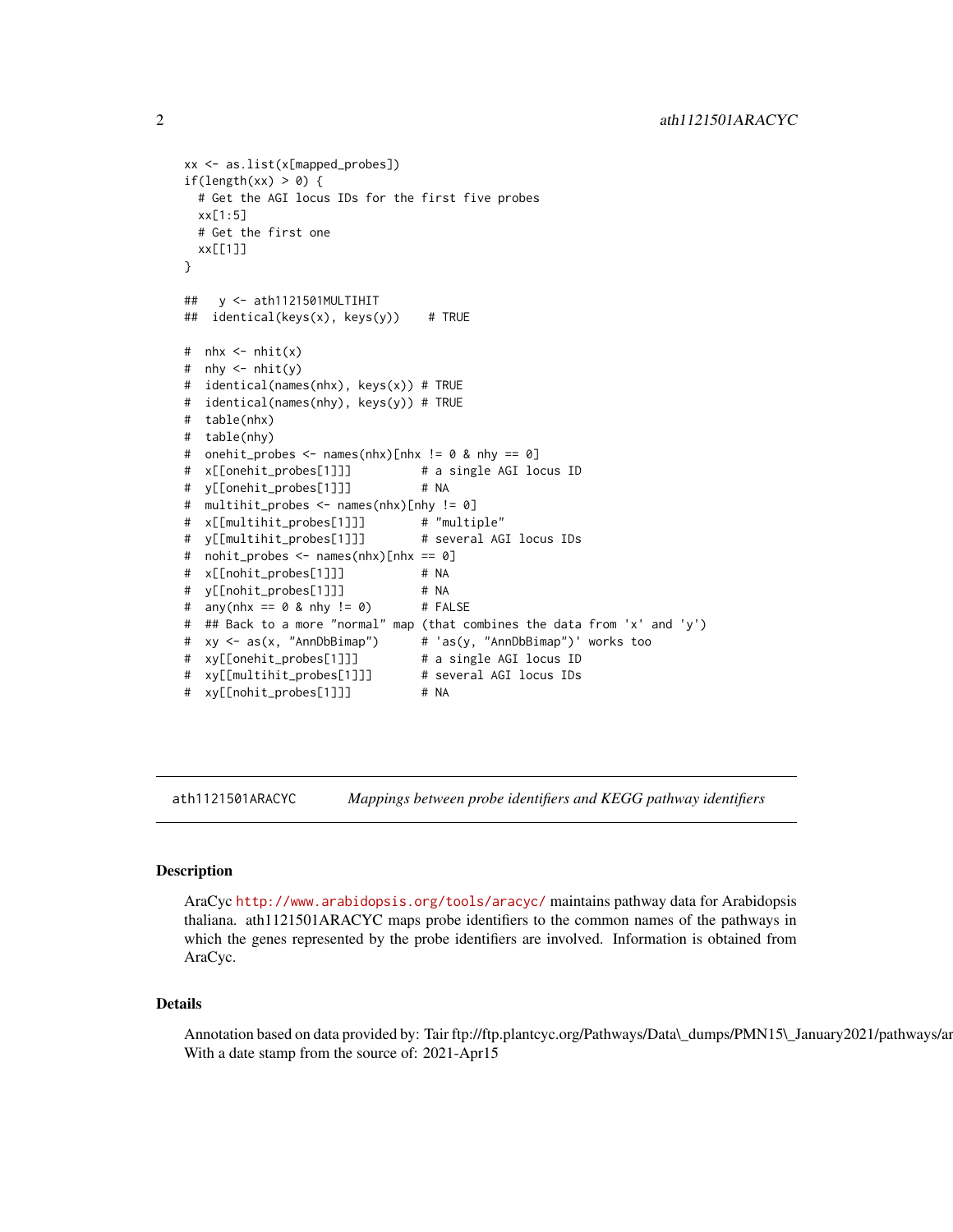```
xx <- as.list(x[mapped_probes])
if(length(xx) > 0) {
  # Get the AGI locus IDs for the first five probes
  xx[1:5]
  # Get the first one
  xx[[1]]
}

##   y <- ath1121501MULTIHIT
##  identical(keys(x), keys(y))    # TRUE

#  nhx <- nhit(x)
#  nhy <- nhit(y)
#  identical(names(nhx), keys(x)) # TRUE
#  identical(names(nhy), keys(y)) # TRUE
#  table(nhx)
#  table(nhy)
#  onehit_probes <- names(nhx)[nhx != 0 & nhy == 0]
#  x[[onehit_probes[1]]]          # a single AGI locus ID
#  y[[onehit_probes[1]]]          # NA
#  multihit_probes <- names(nhx)[nhy != 0]
#  x[[multihit_probes[1]]]        # "multiple"
#  y[[multihit_probes[1]]]        # several AGI locus IDs
#  nohit_probes <- names(nhx)[nhx == 0]
#  x[[nohit_probes[1]]]           # NA
#  y[[nohit_probes[1]]]           # NA
#  any(nhx == 0 & nhy != 0)       # FALSE
#  ## Back to a more "normal" map (that combines the data from 'x' and 'y')
#  xy <- as(x, "AnnDbBimap")      # 'as(y, "AnnDbBimap")' works too
#  xy[[onehit_probes[1]]]         # a single AGI locus ID
#  xy[[multihit_probes[1]]]       # several AGI locus IDs
#  xy[[nohit_probes[1]]]          # NA
```

---

ath1121501ARACYC — *Mappings between probe identifiers and KEGG pathway identifiers*

---

## Description

AraCyc http://www.arabidopsis.org/tools/aracyc/ maintains pathway data for Arabidopsis thaliana. ath1121501ARACYC maps probe identifiers to the common names of the pathways in which the genes represented by the probe identifiers are involved. Information is obtained from AraCyc.

## Details

Annotation based on data provided by: Tair ftp://ftp.plantcyc.org/Pathways/Data\_dumps/PMN15\_January2021/pathways/ar
With a date stamp from the source of: 2021-Apr15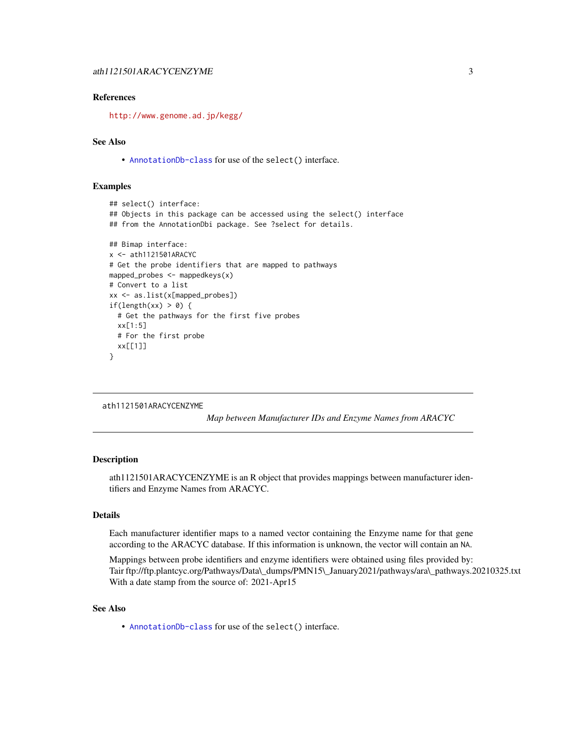### References

http://www.genome.ad.jp/kegg/

### See Also

- AnnotationDb-class for use of the select() interface.

### Examples

```
## select() interface:
## Objects in this package can be accessed using the select() interface
## from the AnnotationDbi package. See ?select for details.

## Bimap interface:
x <- ath1121501ARACYC
# Get the probe identifiers that are mapped to pathways
mapped_probes <- mappedkeys(x)
# Convert to a list
xx <- as.list(x[mapped_probes])
if(length(xx) > 0) {
  # Get the pathways for the first five probes
  xx[1:5]
  # For the first probe
  xx[[1]]
}
```

---

## ath1121501ARACYCENZYME

*Map between Manufacturer IDs and Enzyme Names from ARACYC*

---

### Description

ath1121501ARACYCENZYME is an R object that provides mappings between manufacturer identifiers and Enzyme Names from ARACYC.

### Details

Each manufacturer identifier maps to a named vector containing the Enzyme name for that gene according to the ARACYC database. If this information is unknown, the vector will contain an NA.

Mappings between probe identifiers and enzyme identifiers were obtained using files provided by: Tair ftp://ftp.plantcyc.org/Pathways/Data\_dumps/PMN15\_January2021/pathways/ara\_pathways.20210325.txt With a date stamp from the source of: 2021-Apr15

### See Also

- AnnotationDb-class for use of the select() interface.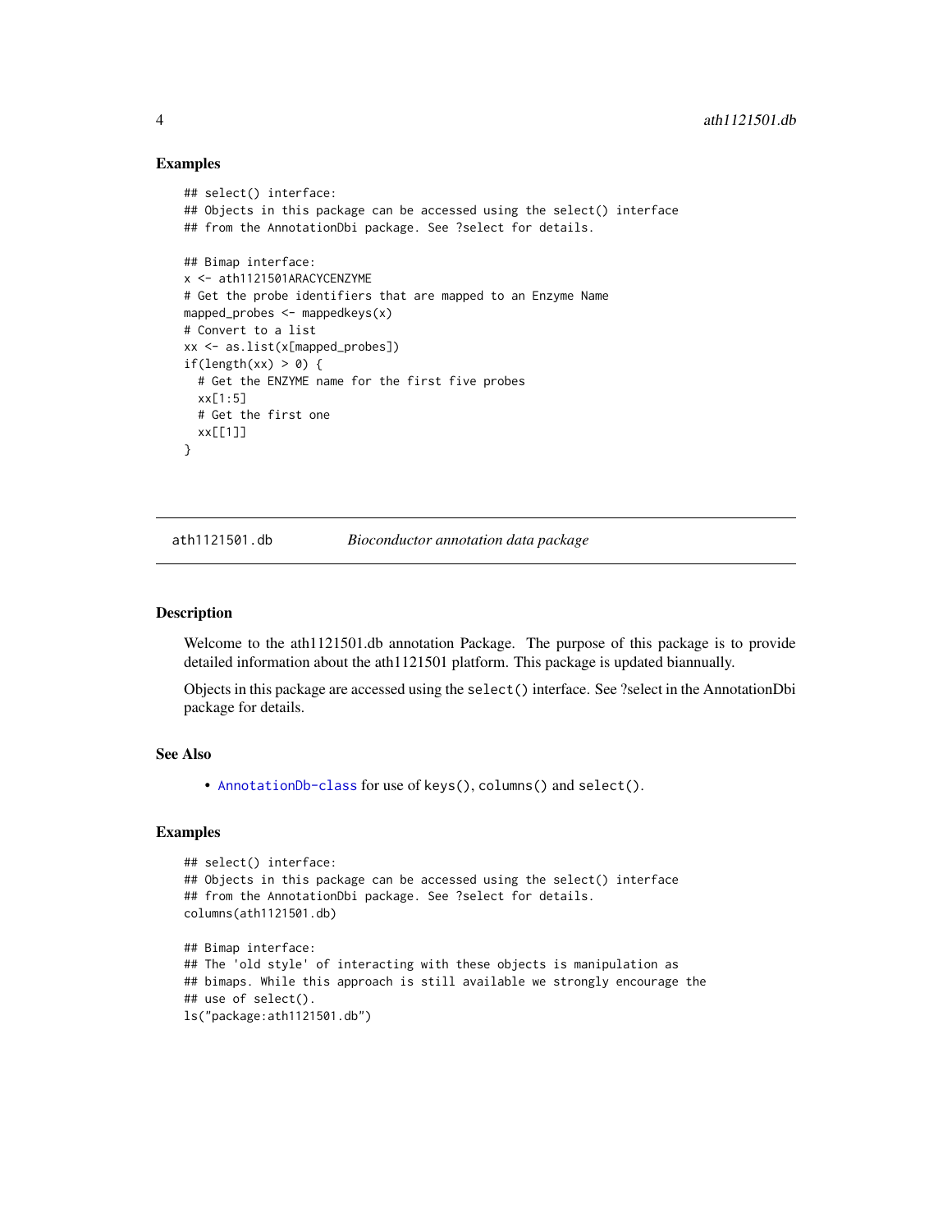### Examples

```
## select() interface:
## Objects in this package can be accessed using the select() interface
## from the AnnotationDbi package. See ?select for details.

## Bimap interface:
x <- ath1121501ARACYCENZYME
# Get the probe identifiers that are mapped to an Enzyme Name
mapped_probes <- mappedkeys(x)
# Convert to a list
xx <- as.list(x[mapped_probes])
if(length(xx) > 0) {
  # Get the ENZYME name for the first five probes
  xx[1:5]
  # Get the first one
  xx[[1]]
}
```

---

## ath1121501.db *Bioconductor annotation data package*

---

### Description

Welcome to the ath1121501.db annotation Package. The purpose of this package is to provide detailed information about the ath1121501 platform. This package is updated biannually.

Objects in this package are accessed using the `select()` interface. See ?select in the AnnotationDbi package for details.

### See Also

- `AnnotationDb-class` for use of `keys()`, `columns()` and `select()`.

### Examples

```
## select() interface:
## Objects in this package can be accessed using the select() interface
## from the AnnotationDbi package. See ?select for details.
columns(ath1121501.db)

## Bimap interface:
## The 'old style' of interacting with these objects is manipulation as
## bimaps. While this approach is still available we strongly encourage the
## use of select().
ls("package:ath1121501.db")
```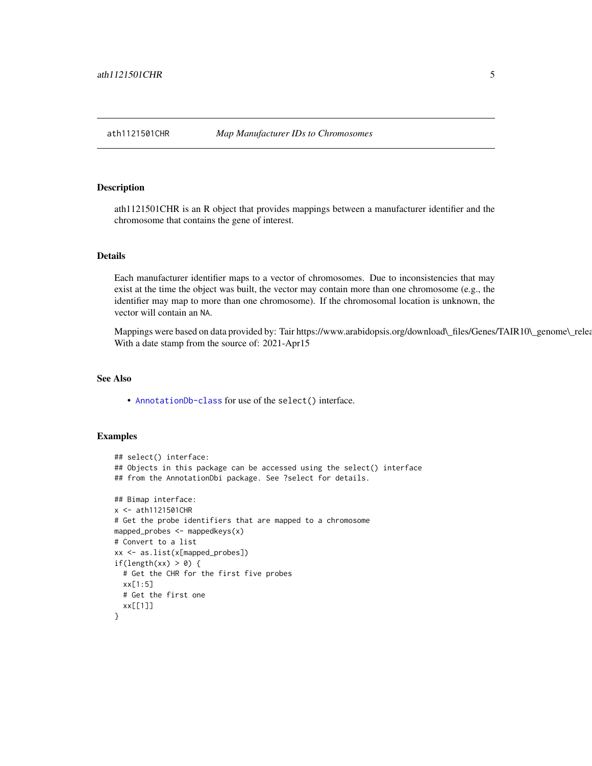ath1121501CHR — *Map Manufacturer IDs to Chromosomes*

## Description

ath1121501CHR is an R object that provides mappings between a manufacturer identifier and the chromosome that contains the gene of interest.

## Details

Each manufacturer identifier maps to a vector of chromosomes. Due to inconsistencies that may exist at the time the object was built, the vector may contain more than one chromosome (e.g., the identifier may map to more than one chromosome). If the chromosomal location is unknown, the vector will contain an NA.

Mappings were based on data provided by: Tair https://www.arabidopsis.org/download\_files/Genes/TAIR10\_genome\_relea
With a date stamp from the source of: 2021-Apr15

## See Also

- AnnotationDb-class for use of the select() interface.

## Examples

```
## select() interface:
## Objects in this package can be accessed using the select() interface
## from the AnnotationDbi package. See ?select for details.

## Bimap interface:
x <- ath1121501CHR
# Get the probe identifiers that are mapped to a chromosome
mapped_probes <- mappedkeys(x)
# Convert to a list
xx <- as.list(x[mapped_probes])
if(length(xx) > 0) {
  # Get the CHR for the first five probes
  xx[1:5]
  # Get the first one
  xx[[1]]
}
```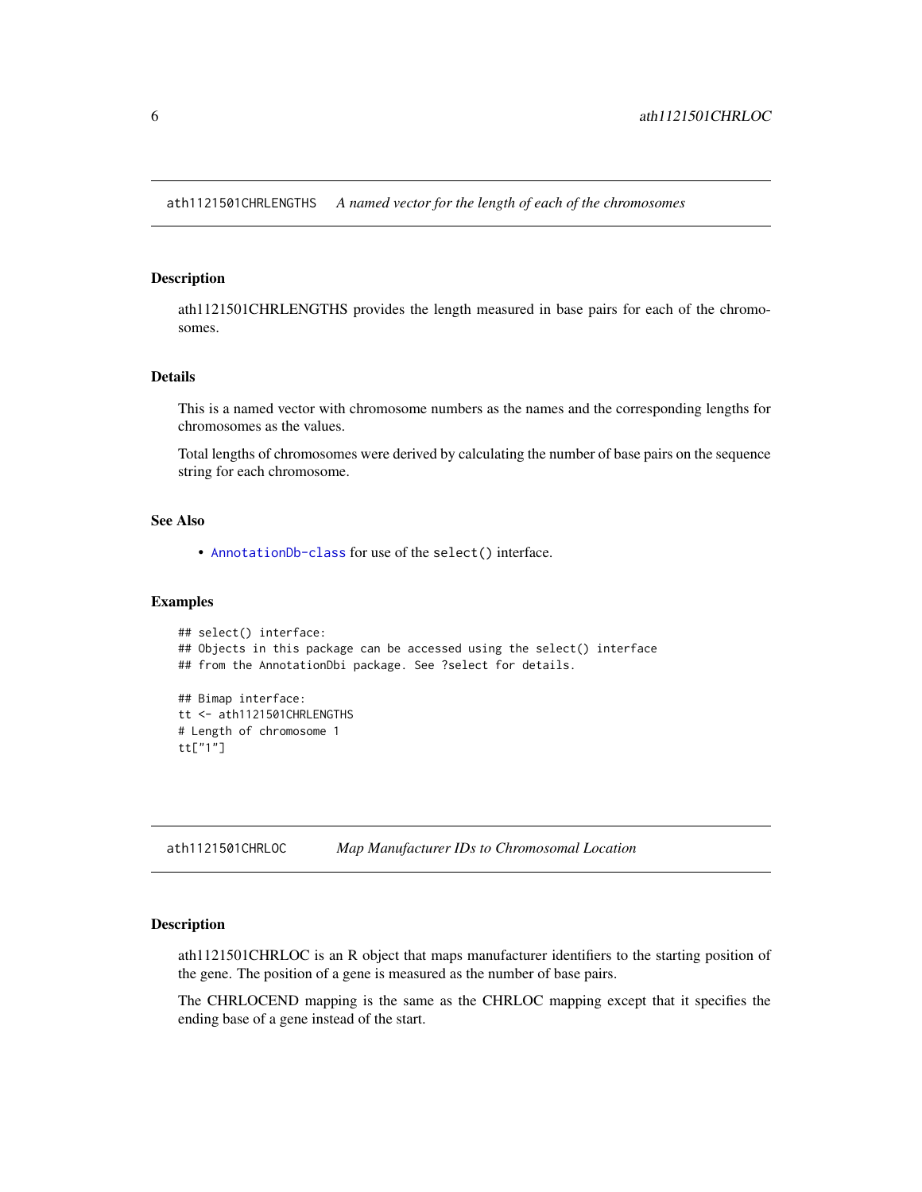## ath1121501CHRLENGTHS *A named vector for the length of each of the chromosomes*

### Description

ath1121501CHRLENGTHS provides the length measured in base pairs for each of the chromosomes.

### Details

This is a named vector with chromosome numbers as the names and the corresponding lengths for chromosomes as the values.

Total lengths of chromosomes were derived by calculating the number of base pairs on the sequence string for each chromosome.

### See Also

- AnnotationDb-class for use of the select() interface.

### Examples

```
## select() interface:
## Objects in this package can be accessed using the select() interface
## from the AnnotationDbi package. See ?select for details.

## Bimap interface:
tt <- ath1121501CHRLENGTHS
# Length of chromosome 1
tt["1"]
```

## ath1121501CHRLOC *Map Manufacturer IDs to Chromosomal Location*

### Description

ath1121501CHRLOC is an R object that maps manufacturer identifiers to the starting position of the gene. The position of a gene is measured as the number of base pairs.

The CHRLOCEND mapping is the same as the CHRLOC mapping except that it specifies the ending base of a gene instead of the start.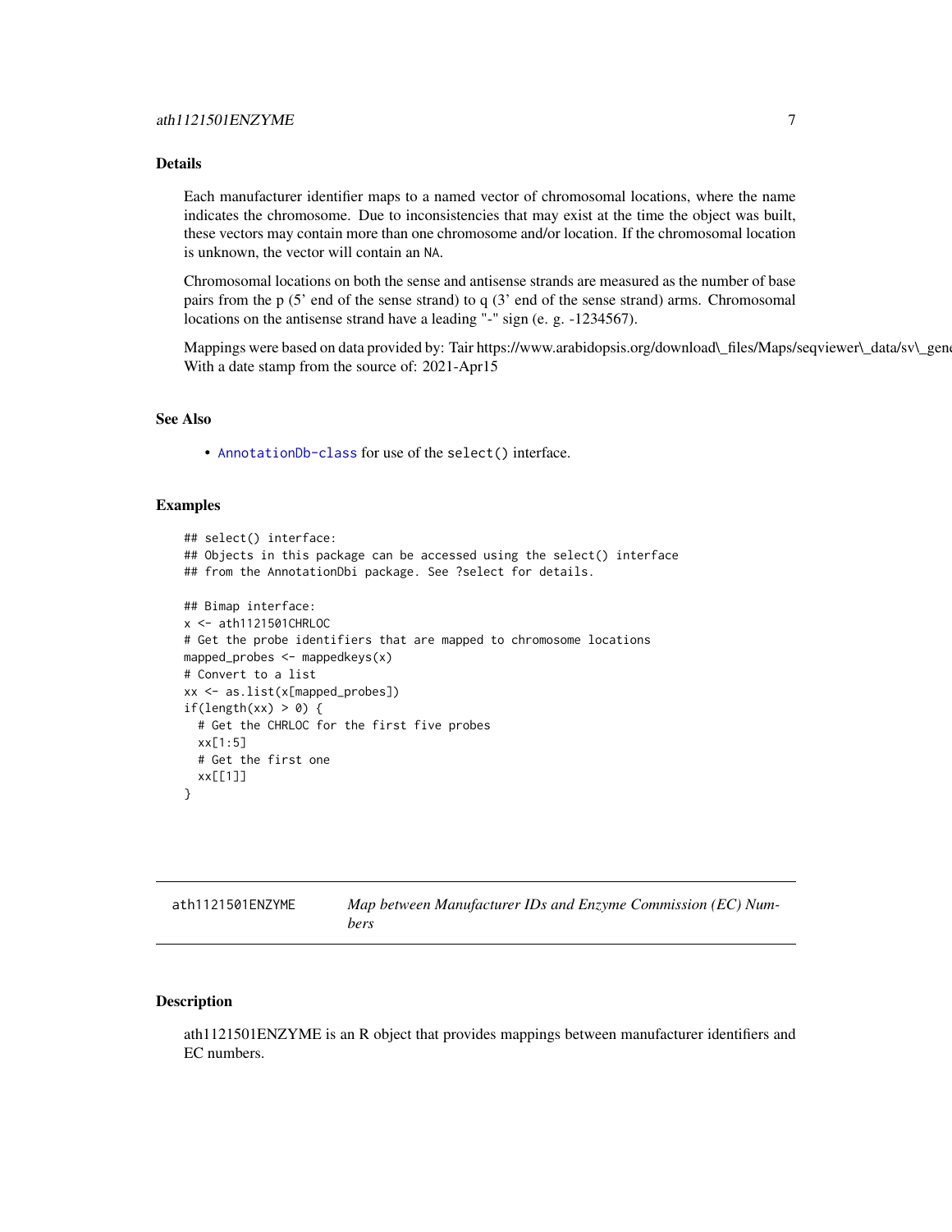## Details

Each manufacturer identifier maps to a named vector of chromosomal locations, where the name indicates the chromosome. Due to inconsistencies that may exist at the time the object was built, these vectors may contain more than one chromosome and/or location. If the chromosomal location is unknown, the vector will contain an NA.

Chromosomal locations on both the sense and antisense strands are measured as the number of base pairs from the p (5' end of the sense strand) to q (3' end of the sense strand) arms. Chromosomal locations on the antisense strand have a leading "-" sign (e. g. -1234567).

Mappings were based on data provided by: Tair https://www.arabidopsis.org/download\_files/Maps/seqviewer\_data/sv\_gene
With a date stamp from the source of: 2021-Apr15

## See Also

- AnnotationDb-class for use of the select() interface.

## Examples

```
## select() interface:
## Objects in this package can be accessed using the select() interface
## from the AnnotationDbi package. See ?select for details.

## Bimap interface:
x <- ath1121501CHRLOC
# Get the probe identifiers that are mapped to chromosome locations
mapped_probes <- mappedkeys(x)
# Convert to a list
xx <- as.list(x[mapped_probes])
if(length(xx) > 0) {
  # Get the CHRLOC for the first five probes
  xx[1:5]
  # Get the first one
  xx[[1]]
}
```

---

# ath1121501ENZYME — *Map between Manufacturer IDs and Enzyme Commission (EC) Numbers*

## Description

ath1121501ENZYME is an R object that provides mappings between manufacturer identifiers and EC numbers.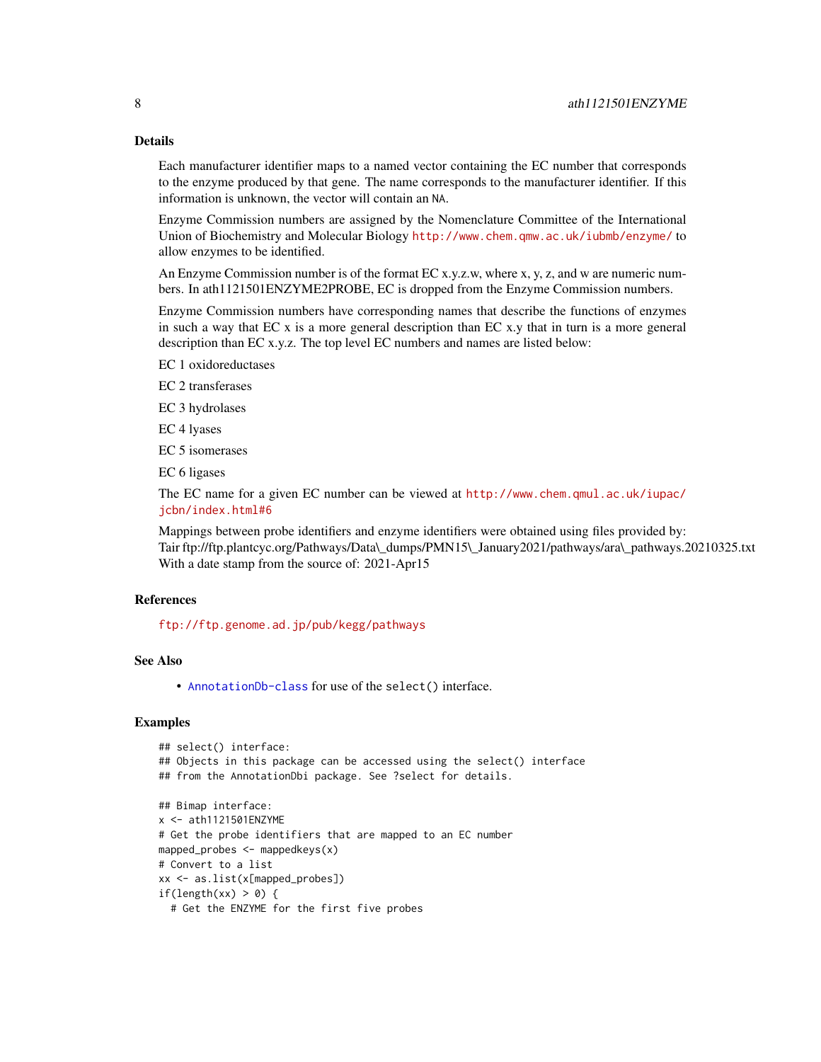## Details

Each manufacturer identifier maps to a named vector containing the EC number that corresponds to the enzyme produced by that gene. The name corresponds to the manufacturer identifier. If this information is unknown, the vector will contain an `NA`.

Enzyme Commission numbers are assigned by the Nomenclature Committee of the International Union of Biochemistry and Molecular Biology http://www.chem.qmw.ac.uk/iubmb/enzyme/ to allow enzymes to be identified.

An Enzyme Commission number is of the format EC x.y.z.w, where x, y, z, and w are numeric numbers. In ath1121501ENZYME2PROBE, EC is dropped from the Enzyme Commission numbers.

Enzyme Commission numbers have corresponding names that describe the functions of enzymes in such a way that EC x is a more general description than EC x.y that in turn is a more general description than EC x.y.z. The top level EC numbers and names are listed below:

EC 1 oxidoreductases

EC 2 transferases

EC 3 hydrolases

EC 4 lyases

EC 5 isomerases

EC 6 ligases

The EC name for a given EC number can be viewed at http://www.chem.qmul.ac.uk/iupac/jcbn/index.html#6

Mappings between probe identifiers and enzyme identifiers were obtained using files provided by: Tair ftp://ftp.plantcyc.org/Pathways/Data\_dumps/PMN15\_January2021/pathways/ara\_pathways.20210325.txt With a date stamp from the source of: 2021-Apr15

## References

ftp://ftp.genome.ad.jp/pub/kegg/pathways

## See Also

- `AnnotationDb-class` for use of the `select()` interface.

## Examples

```
## select() interface:
## Objects in this package can be accessed using the select() interface
## from the AnnotationDbi package. See ?select for details.

## Bimap interface:
x <- ath1121501ENZYME
# Get the probe identifiers that are mapped to an EC number
mapped_probes <- mappedkeys(x)
# Convert to a list
xx <- as.list(x[mapped_probes])
if(length(xx) > 0) {
  # Get the ENZYME for the first five probes
```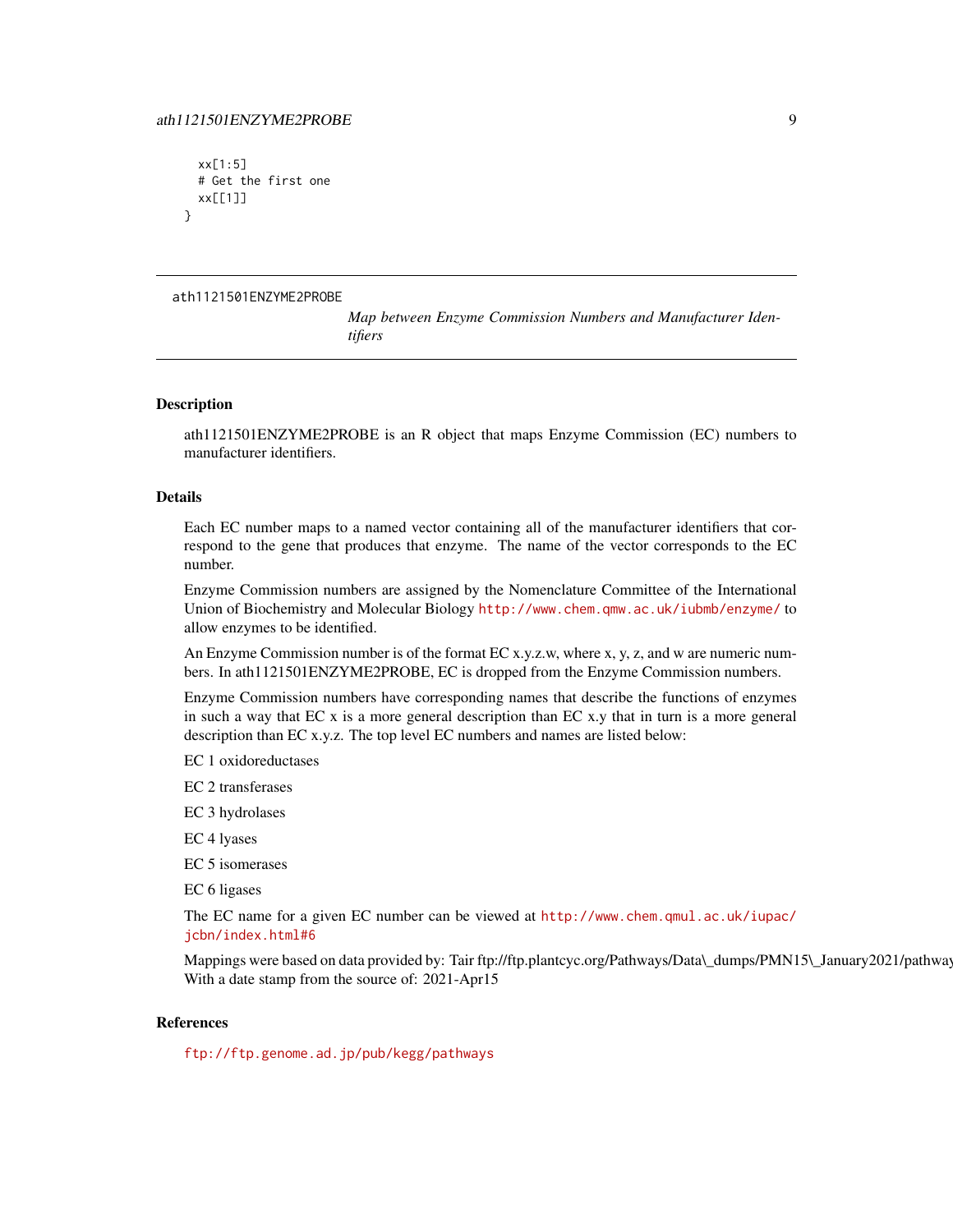```
    xx[1:5]
    # Get the first one
    xx[[1]]
}
```

---

ath1121501ENZYME2PROBE

*Map between Enzyme Commission Numbers and Manufacturer Identifiers*

---

## Description

ath1121501ENZYME2PROBE is an R object that maps Enzyme Commission (EC) numbers to manufacturer identifiers.

## Details

Each EC number maps to a named vector containing all of the manufacturer identifiers that correspond to the gene that produces that enzyme. The name of the vector corresponds to the EC number.

Enzyme Commission numbers are assigned by the Nomenclature Committee of the International Union of Biochemistry and Molecular Biology http://www.chem.qmw.ac.uk/iubmb/enzyme/ to allow enzymes to be identified.

An Enzyme Commission number is of the format EC x.y.z.w, where x, y, z, and w are numeric numbers. In ath1121501ENZYME2PROBE, EC is dropped from the Enzyme Commission numbers.

Enzyme Commission numbers have corresponding names that describe the functions of enzymes in such a way that EC x is a more general description than EC x.y that in turn is a more general description than EC x.y.z. The top level EC numbers and names are listed below:

EC 1 oxidoreductases

EC 2 transferases

EC 3 hydrolases

EC 4 lyases

EC 5 isomerases

EC 6 ligases

The EC name for a given EC number can be viewed at http://www.chem.qmul.ac.uk/iupac/jcbn/index.html#6

Mappings were based on data provided by: Tair ftp://ftp.plantcyc.org/Pathways/Data\_dumps/PMN15\_January2021/pathway
With a date stamp from the source of: 2021-Apr15

## References

ftp://ftp.genome.ad.jp/pub/kegg/pathways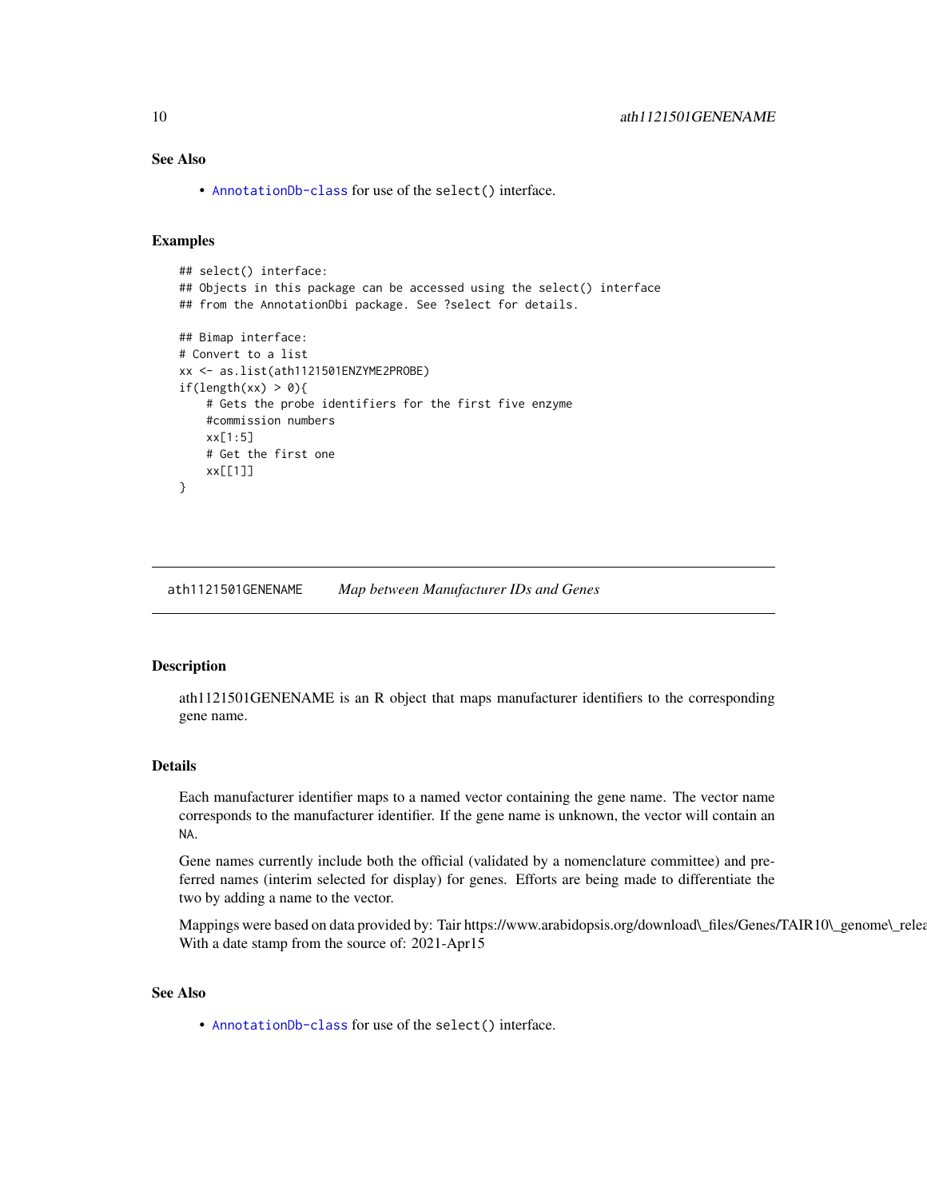### See Also

- AnnotationDb-class for use of the select() interface.

### Examples

```
## select() interface:
## Objects in this package can be accessed using the select() interface
## from the AnnotationDbi package. See ?select for details.

## Bimap interface:
# Convert to a list
xx <- as.list(ath1121501ENZYME2PROBE)
if(length(xx) > 0){
    # Gets the probe identifiers for the first five enzyme
    #commission numbers
    xx[1:5]
    # Get the first one
    xx[[1]]
}
```

---

## ath1121501GENENAME &nbsp;&nbsp;&nbsp; *Map between Manufacturer IDs and Genes*

### Description

ath1121501GENENAME is an R object that maps manufacturer identifiers to the corresponding gene name.

### Details

Each manufacturer identifier maps to a named vector containing the gene name. The vector name corresponds to the manufacturer identifier. If the gene name is unknown, the vector will contain an NA.

Gene names currently include both the official (validated by a nomenclature committee) and preferred names (interim selected for display) for genes. Efforts are being made to differentiate the two by adding a name to the vector.

Mappings were based on data provided by: Tair https://www.arabidopsis.org/download\_files/Genes/TAIR10\_genome\_relea
With a date stamp from the source of: 2021-Apr15

### See Also

- AnnotationDb-class for use of the select() interface.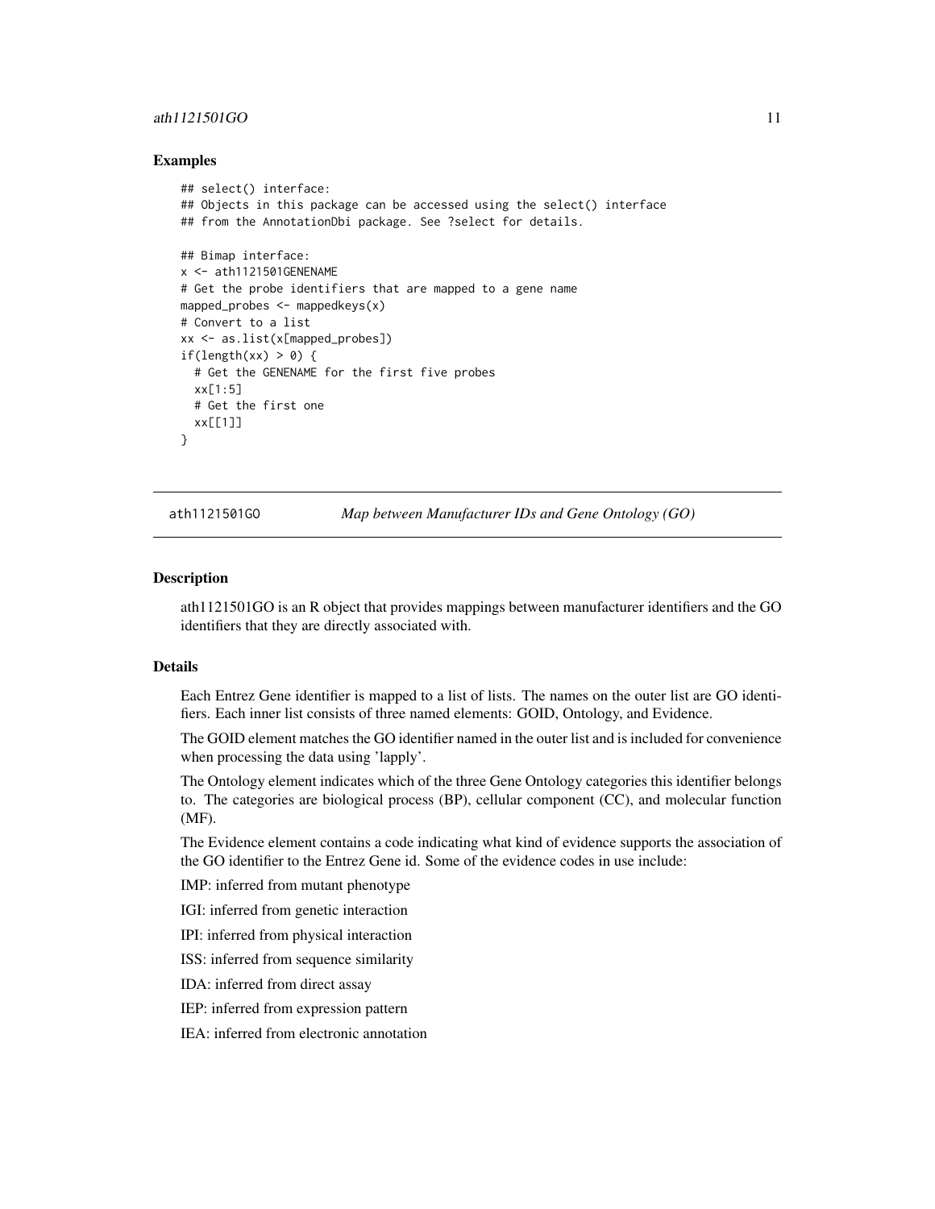## Examples

```
## select() interface:
## Objects in this package can be accessed using the select() interface
## from the AnnotationDbi package. See ?select for details.

## Bimap interface:
x <- ath1121501GENENAME
# Get the probe identifiers that are mapped to a gene name
mapped_probes <- mappedkeys(x)
# Convert to a list
xx <- as.list(x[mapped_probes])
if(length(xx) > 0) {
  # Get the GENENAME for the first five probes
  xx[1:5]
  # Get the first one
  xx[[1]]
}
```

---

# ath1121501GO *Map between Manufacturer IDs and Gene Ontology (GO)*

## Description

ath1121501GO is an R object that provides mappings between manufacturer identifiers and the GO identifiers that they are directly associated with.

## Details

Each Entrez Gene identifier is mapped to a list of lists. The names on the outer list are GO identifiers. Each inner list consists of three named elements: GOID, Ontology, and Evidence.

The GOID element matches the GO identifier named in the outer list and is included for convenience when processing the data using 'lapply'.

The Ontology element indicates which of the three Gene Ontology categories this identifier belongs to. The categories are biological process (BP), cellular component (CC), and molecular function (MF).

The Evidence element contains a code indicating what kind of evidence supports the association of the GO identifier to the Entrez Gene id. Some of the evidence codes in use include:

IMP: inferred from mutant phenotype

IGI: inferred from genetic interaction

IPI: inferred from physical interaction

ISS: inferred from sequence similarity

IDA: inferred from direct assay

IEP: inferred from expression pattern

IEA: inferred from electronic annotation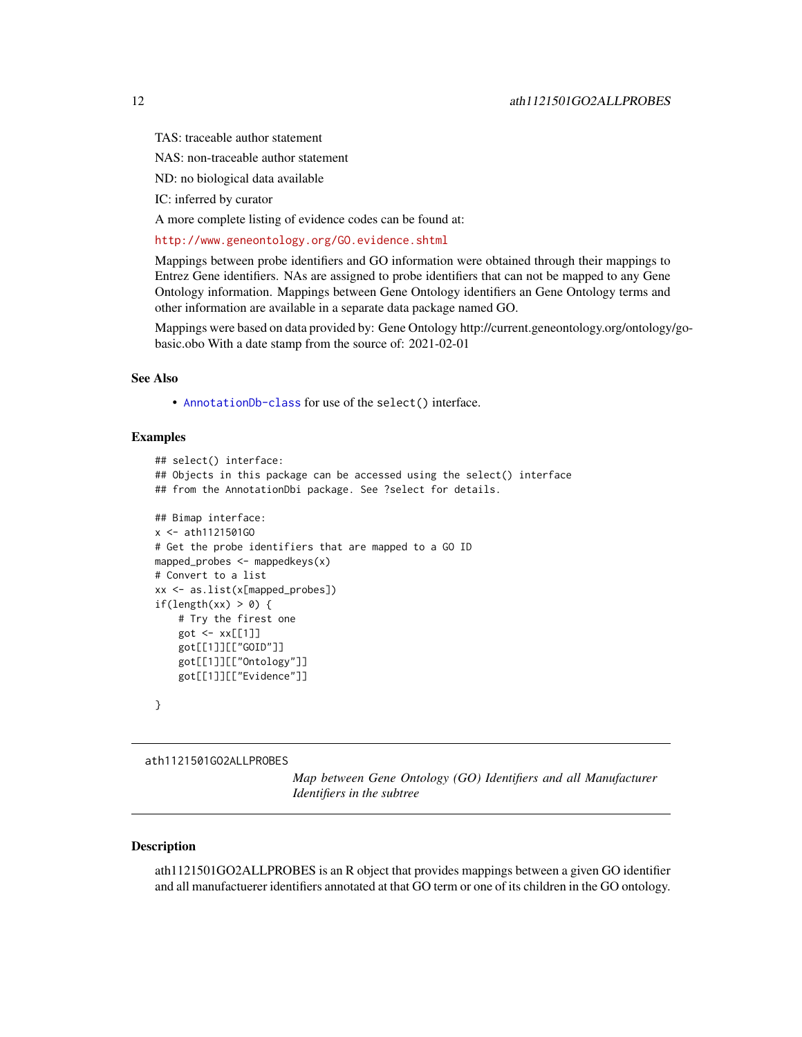TAS: traceable author statement

NAS: non-traceable author statement

ND: no biological data available

IC: inferred by curator

A more complete listing of evidence codes can be found at:

http://www.geneontology.org/GO.evidence.shtml

Mappings between probe identifiers and GO information were obtained through their mappings to Entrez Gene identifiers. NAs are assigned to probe identifiers that can not be mapped to any Gene Ontology information. Mappings between Gene Ontology identifiers an Gene Ontology terms and other information are available in a separate data package named GO.

Mappings were based on data provided by: Gene Ontology http://current.geneontology.org/ontology/go-basic.obo With a date stamp from the source of: 2021-02-01

## See Also

- AnnotationDb-class for use of the select() interface.

## Examples

```
## select() interface:
## Objects in this package can be accessed using the select() interface
## from the AnnotationDbi package. See ?select for details.

## Bimap interface:
x <- ath1121501GO
# Get the probe identifiers that are mapped to a GO ID
mapped_probes <- mappedkeys(x)
# Convert to a list
xx <- as.list(x[mapped_probes])
if(length(xx) > 0) {
    # Try the firest one
    got <- xx[[1]]
    got[[1]][["GOID"]]
    got[[1]][["Ontology"]]
    got[[1]][["Evidence"]]

}
```

---

# ath1121501GO2ALLPROBES

*Map between Gene Ontology (GO) Identifiers and all Manufacturer Identifiers in the subtree*

## Description

ath1121501GO2ALLPROBES is an R object that provides mappings between a given GO identifier and all manufactuerer identifiers annotated at that GO term or one of its children in the GO ontology.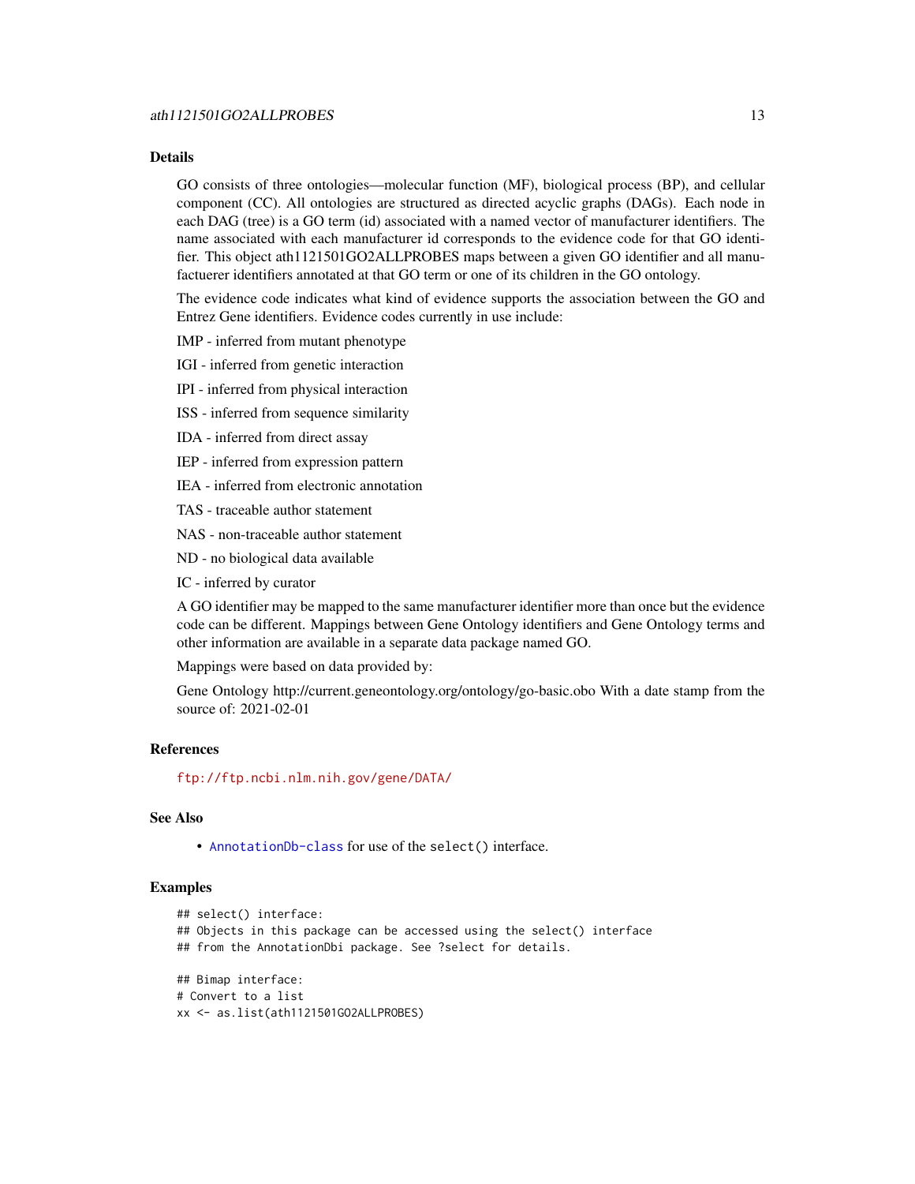### Details

GO consists of three ontologies—molecular function (MF), biological process (BP), and cellular component (CC). All ontologies are structured as directed acyclic graphs (DAGs). Each node in each DAG (tree) is a GO term (id) associated with a named vector of manufacturer identifiers. The name associated with each manufacturer id corresponds to the evidence code for that GO identifier. This object ath1121501GO2ALLPROBES maps between a given GO identifier and all manufactuerer identifiers annotated at that GO term or one of its children in the GO ontology.

The evidence code indicates what kind of evidence supports the association between the GO and Entrez Gene identifiers. Evidence codes currently in use include:

IMP - inferred from mutant phenotype

IGI - inferred from genetic interaction

IPI - inferred from physical interaction

ISS - inferred from sequence similarity

IDA - inferred from direct assay

IEP - inferred from expression pattern

IEA - inferred from electronic annotation

TAS - traceable author statement

NAS - non-traceable author statement

ND - no biological data available

IC - inferred by curator

A GO identifier may be mapped to the same manufacturer identifier more than once but the evidence code can be different. Mappings between Gene Ontology identifiers and Gene Ontology terms and other information are available in a separate data package named GO.

Mappings were based on data provided by:

Gene Ontology http://current.geneontology.org/ontology/go-basic.obo With a date stamp from the source of: 2021-02-01

### References

ftp://ftp.ncbi.nlm.nih.gov/gene/DATA/

### See Also

- AnnotationDb-class for use of the select() interface.

### Examples

```
## select() interface:
## Objects in this package can be accessed using the select() interface
## from the AnnotationDbi package. See ?select for details.

## Bimap interface:
# Convert to a list
xx <- as.list(ath1121501GO2ALLPROBES)
```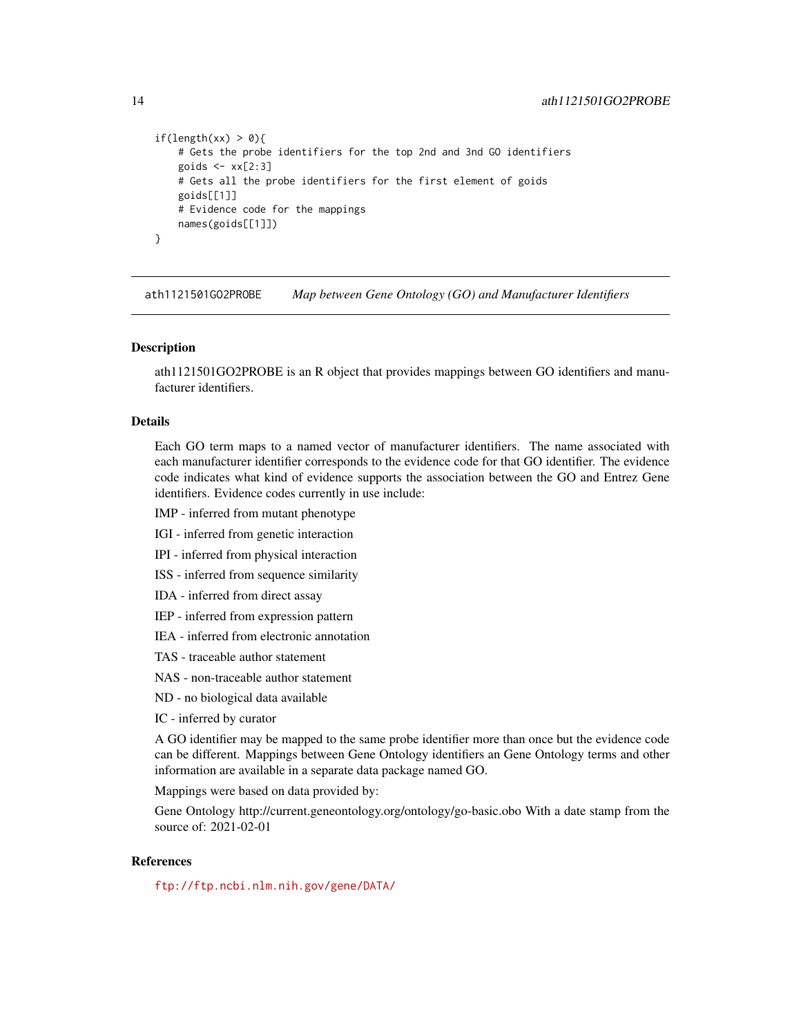```
if(length(xx) > 0){
    # Gets the probe identifiers for the top 2nd and 3nd GO identifiers
    goids <- xx[2:3]
    # Gets all the probe identifiers for the first element of goids
    goids[[1]]
    # Evidence code for the mappings
    names(goids[[1]])
}
```

## ath1121501GO2PROBE *Map between Gene Ontology (GO) and Manufacturer Identifiers*

### Description

ath1121501GO2PROBE is an R object that provides mappings between GO identifiers and manufacturer identifiers.

### Details

Each GO term maps to a named vector of manufacturer identifiers. The name associated with each manufacturer identifier corresponds to the evidence code for that GO identifier. The evidence code indicates what kind of evidence supports the association between the GO and Entrez Gene identifiers. Evidence codes currently in use include:

IMP - inferred from mutant phenotype

IGI - inferred from genetic interaction

IPI - inferred from physical interaction

ISS - inferred from sequence similarity

IDA - inferred from direct assay

IEP - inferred from expression pattern

IEA - inferred from electronic annotation

TAS - traceable author statement

NAS - non-traceable author statement

ND - no biological data available

IC - inferred by curator

A GO identifier may be mapped to the same probe identifier more than once but the evidence code can be different. Mappings between Gene Ontology identifiers an Gene Ontology terms and other information are available in a separate data package named GO.

Mappings were based on data provided by:

Gene Ontology http://current.geneontology.org/ontology/go-basic.obo With a date stamp from the source of: 2021-02-01

### References

ftp://ftp.ncbi.nlm.nih.gov/gene/DATA/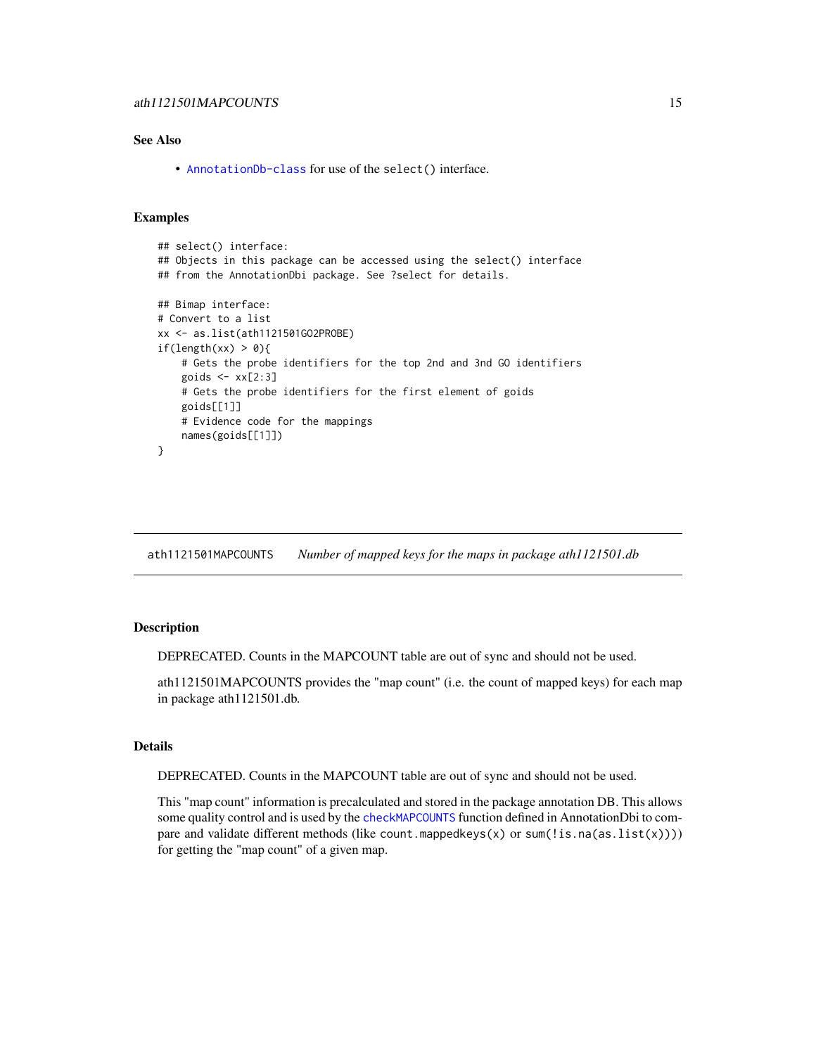### See Also

- AnnotationDb-class for use of the select() interface.

### Examples

```
## select() interface:
## Objects in this package can be accessed using the select() interface
## from the AnnotationDbi package. See ?select for details.

## Bimap interface:
# Convert to a list
xx <- as.list(ath1121501GO2PROBE)
if(length(xx) > 0){
    # Gets the probe identifiers for the top 2nd and 3nd GO identifiers
    goids <- xx[2:3]
    # Gets the probe identifiers for the first element of goids
    goids[[1]]
    # Evidence code for the mappings
    names(goids[[1]])
}
```

---

## ath1121501MAPCOUNTS *Number of mapped keys for the maps in package ath1121501.db*

---

### Description

DEPRECATED. Counts in the MAPCOUNT table are out of sync and should not be used.

ath1121501MAPCOUNTS provides the "map count" (i.e. the count of mapped keys) for each map in package ath1121501.db.

### Details

DEPRECATED. Counts in the MAPCOUNT table are out of sync and should not be used.

This "map count" information is precalculated and stored in the package annotation DB. This allows some quality control and is used by the checkMAPCOUNTS function defined in AnnotationDbi to compare and validate different methods (like `count.mappedkeys(x)` or `sum(!is.na(as.list(x)))`) for getting the "map count" of a given map.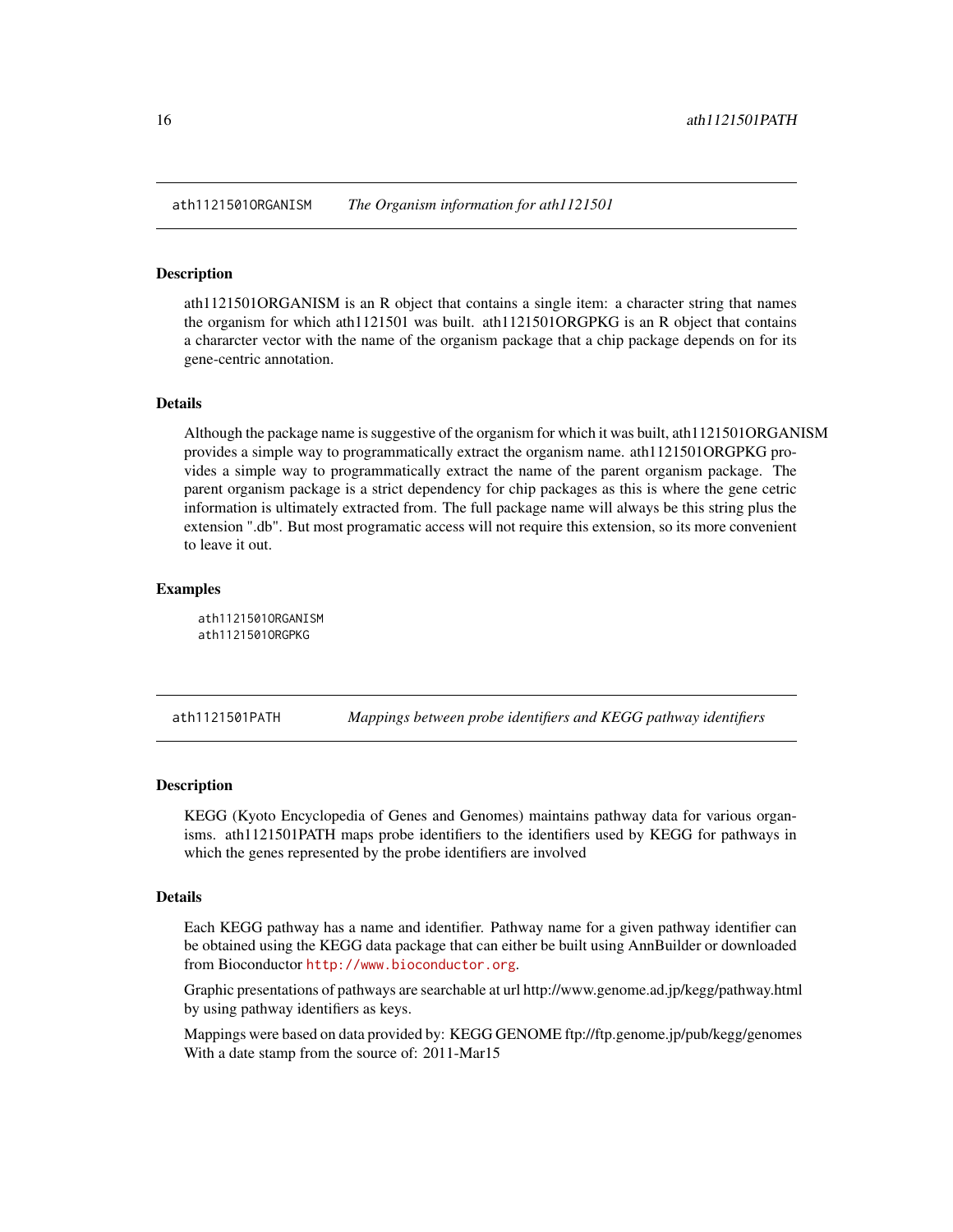## ath1121501ORGANISM *The Organism information for ath1121501*

### Description

ath1121501ORGANISM is an R object that contains a single item: a character string that names the organism for which ath1121501 was built. ath1121501ORGPKG is an R object that contains a chararcter vector with the name of the organism package that a chip package depends on for its gene-centric annotation.

### Details

Although the package name is suggestive of the organism for which it was built, ath1121501ORGANISM provides a simple way to programmatically extract the organism name. ath1121501ORGPKG provides a simple way to programmatically extract the name of the parent organism package. The parent organism package is a strict dependency for chip packages as this is where the gene cetric information is ultimately extracted from. The full package name will always be this string plus the extension ".db". But most programatic access will not require this extension, so its more convenient to leave it out.

### Examples

```
ath1121501ORGANISM
ath1121501ORGPKG
```

## ath1121501PATH *Mappings between probe identifiers and KEGG pathway identifiers*

### Description

KEGG (Kyoto Encyclopedia of Genes and Genomes) maintains pathway data for various organisms. ath1121501PATH maps probe identifiers to the identifiers used by KEGG for pathways in which the genes represented by the probe identifiers are involved

### Details

Each KEGG pathway has a name and identifier. Pathway name for a given pathway identifier can be obtained using the KEGG data package that can either be built using AnnBuilder or downloaded from Bioconductor http://www.bioconductor.org.

Graphic presentations of pathways are searchable at url http://www.genome.ad.jp/kegg/pathway.html by using pathway identifiers as keys.

Mappings were based on data provided by: KEGG GENOME ftp://ftp.genome.jp/pub/kegg/genomes With a date stamp from the source of: 2011-Mar15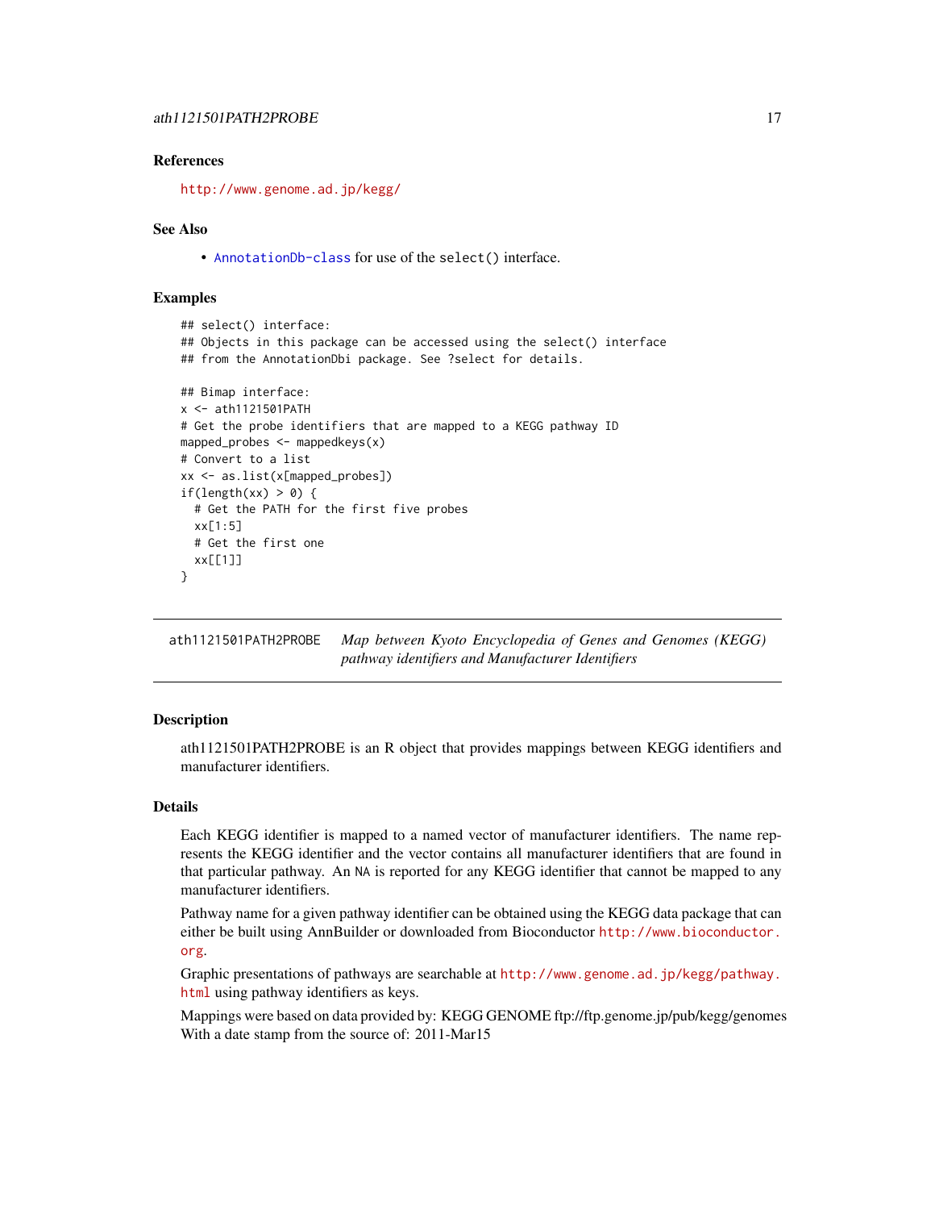## References

http://www.genome.ad.jp/kegg/

## See Also

- AnnotationDb-class for use of the select() interface.

## Examples

```
## select() interface:
## Objects in this package can be accessed using the select() interface
## from the AnnotationDbi package. See ?select for details.

## Bimap interface:
x <- ath1121501PATH
# Get the probe identifiers that are mapped to a KEGG pathway ID
mapped_probes <- mappedkeys(x)
# Convert to a list
xx <- as.list(x[mapped_probes])
if(length(xx) > 0) {
  # Get the PATH for the first five probes
  xx[1:5]
  # Get the first one
  xx[[1]]
}
```

---

# ath1121501PATH2PROBE *Map between Kyoto Encyclopedia of Genes and Genomes (KEGG) pathway identifiers and Manufacturer Identifiers*

---

## Description

ath1121501PATH2PROBE is an R object that provides mappings between KEGG identifiers and manufacturer identifiers.

## Details

Each KEGG identifier is mapped to a named vector of manufacturer identifiers. The name represents the KEGG identifier and the vector contains all manufacturer identifiers that are found in that particular pathway. An NA is reported for any KEGG identifier that cannot be mapped to any manufacturer identifiers.

Pathway name for a given pathway identifier can be obtained using the KEGG data package that can either be built using AnnBuilder or downloaded from Bioconductor http://www.bioconductor.org.

Graphic presentations of pathways are searchable at http://www.genome.ad.jp/kegg/pathway.html using pathway identifiers as keys.

Mappings were based on data provided by: KEGG GENOME ftp://ftp.genome.jp/pub/kegg/genomes With a date stamp from the source of: 2011-Mar15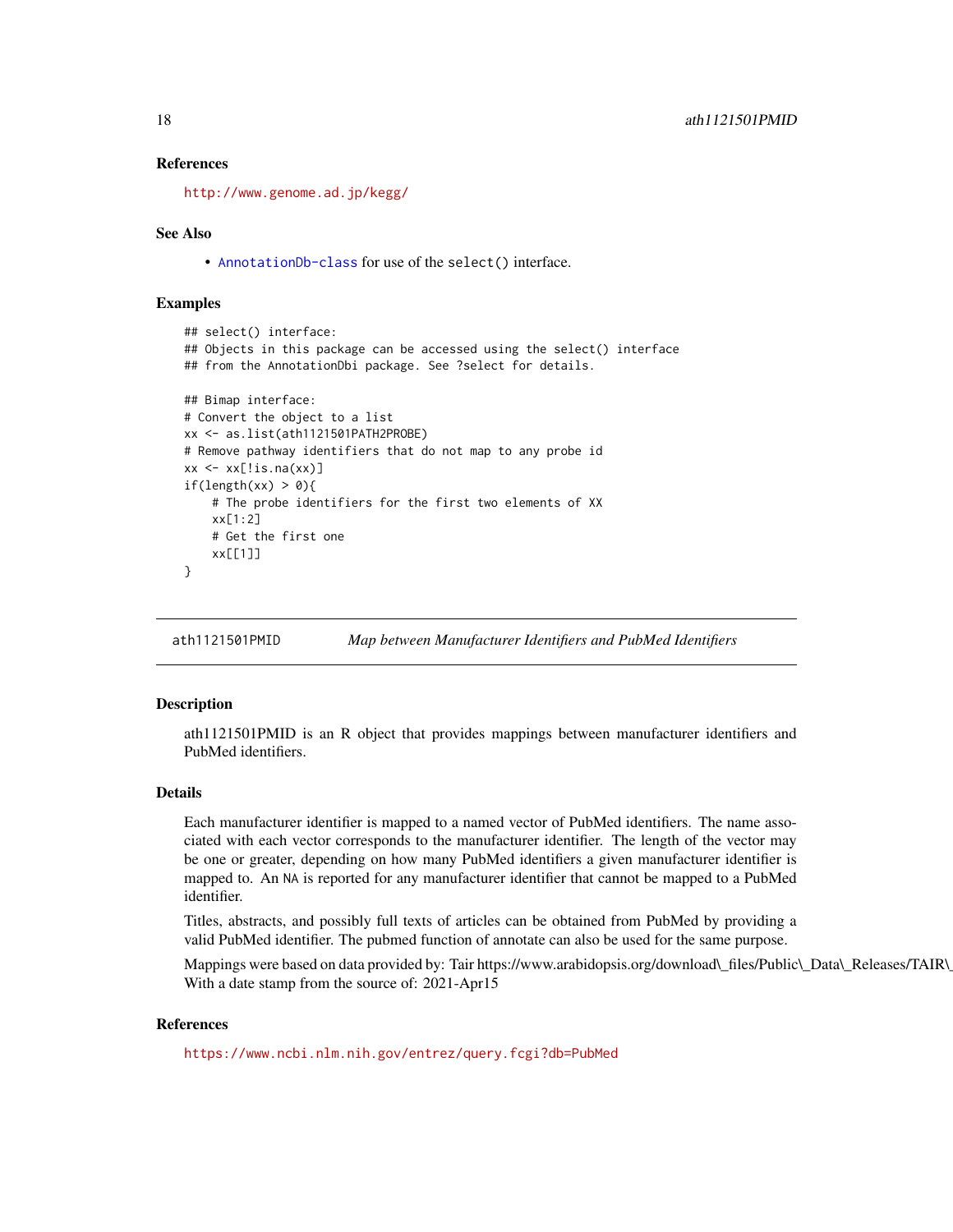### References

http://www.genome.ad.jp/kegg/

### See Also

- AnnotationDb-class for use of the select() interface.

### Examples

```
## select() interface:
## Objects in this package can be accessed using the select() interface
## from the AnnotationDbi package. See ?select for details.

## Bimap interface:
# Convert the object to a list
xx <- as.list(ath1121501PATH2PROBE)
# Remove pathway identifiers that do not map to any probe id
xx <- xx[!is.na(xx)]
if(length(xx) > 0){
    # The probe identifiers for the first two elements of XX
    xx[1:2]
    # Get the first one
    xx[[1]]
}
```

---

## ath1121501PMID — *Map between Manufacturer Identifiers and PubMed Identifiers*

### Description

ath1121501PMID is an R object that provides mappings between manufacturer identifiers and PubMed identifiers.

### Details

Each manufacturer identifier is mapped to a named vector of PubMed identifiers. The name associated with each vector corresponds to the manufacturer identifier. The length of the vector may be one or greater, depending on how many PubMed identifiers a given manufacturer identifier is mapped to. An NA is reported for any manufacturer identifier that cannot be mapped to a PubMed identifier.

Titles, abstracts, and possibly full texts of articles can be obtained from PubMed by providing a valid PubMed identifier. The pubmed function of annotate can also be used for the same purpose.

Mappings were based on data provided by: Tair https://www.arabidopsis.org/download\_files/Public\_Data\_Releases/TAIR\_ With a date stamp from the source of: 2021-Apr15

### References

https://www.ncbi.nlm.nih.gov/entrez/query.fcgi?db=PubMed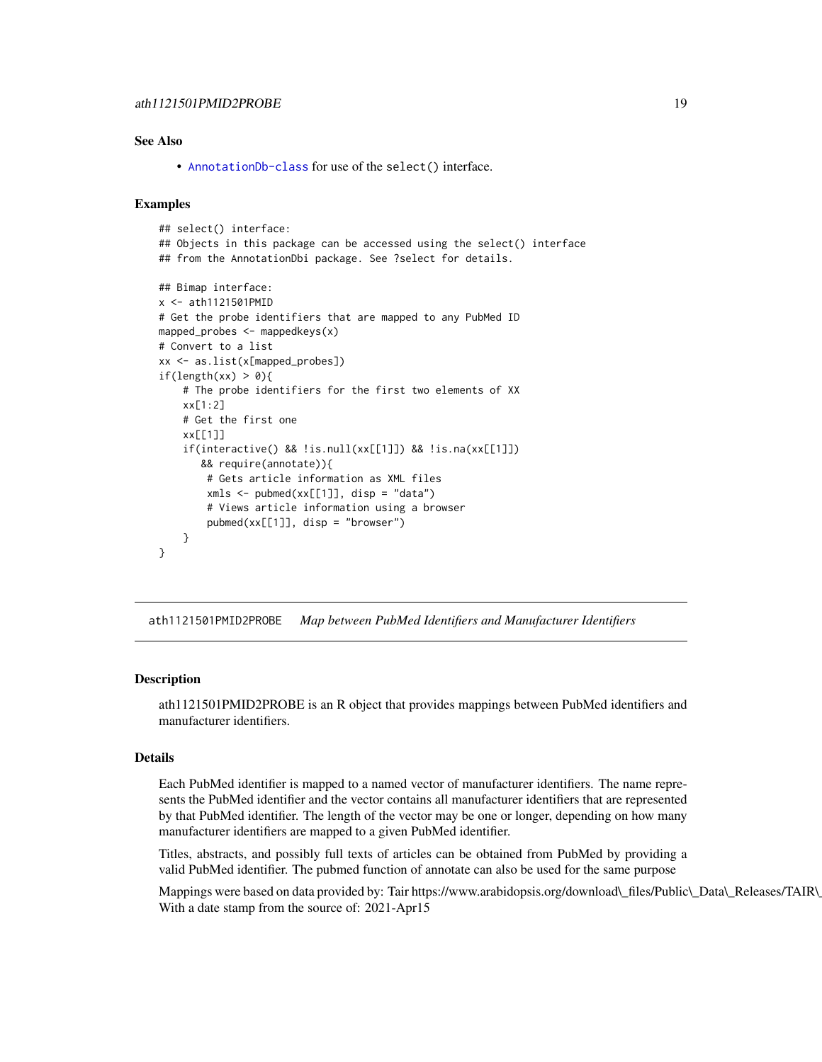## See Also

- AnnotationDb-class for use of the select() interface.

## Examples

```
## select() interface:
## Objects in this package can be accessed using the select() interface
## from the AnnotationDbi package. See ?select for details.

## Bimap interface:
x <- ath1121501PMID
# Get the probe identifiers that are mapped to any PubMed ID
mapped_probes <- mappedkeys(x)
# Convert to a list
xx <- as.list(x[mapped_probes])
if(length(xx) > 0){
    # The probe identifiers for the first two elements of XX
    xx[1:2]
    # Get the first one
    xx[[1]]
    if(interactive() && !is.null(xx[[1]]) && !is.na(xx[[1]])
       && require(annotate)){
        # Gets article information as XML files
        xmls <- pubmed(xx[[1]], disp = "data")
        # Views article information using a browser
        pubmed(xx[[1]], disp = "browser")
    }
}
```

---

# ath1121501PMID2PROBE *Map between PubMed Identifiers and Manufacturer Identifiers*

## Description

ath1121501PMID2PROBE is an R object that provides mappings between PubMed identifiers and manufacturer identifiers.

## Details

Each PubMed identifier is mapped to a named vector of manufacturer identifiers. The name represents the PubMed identifier and the vector contains all manufacturer identifiers that are represented by that PubMed identifier. The length of the vector may be one or longer, depending on how many manufacturer identifiers are mapped to a given PubMed identifier.

Titles, abstracts, and possibly full texts of articles can be obtained from PubMed by providing a valid PubMed identifier. The pubmed function of annotate can also be used for the same purpose

Mappings were based on data provided by: Tair https://www.arabidopsis.org/download_files/Public_Data_Releases/TAIR_
With a date stamp from the source of: 2021-Apr15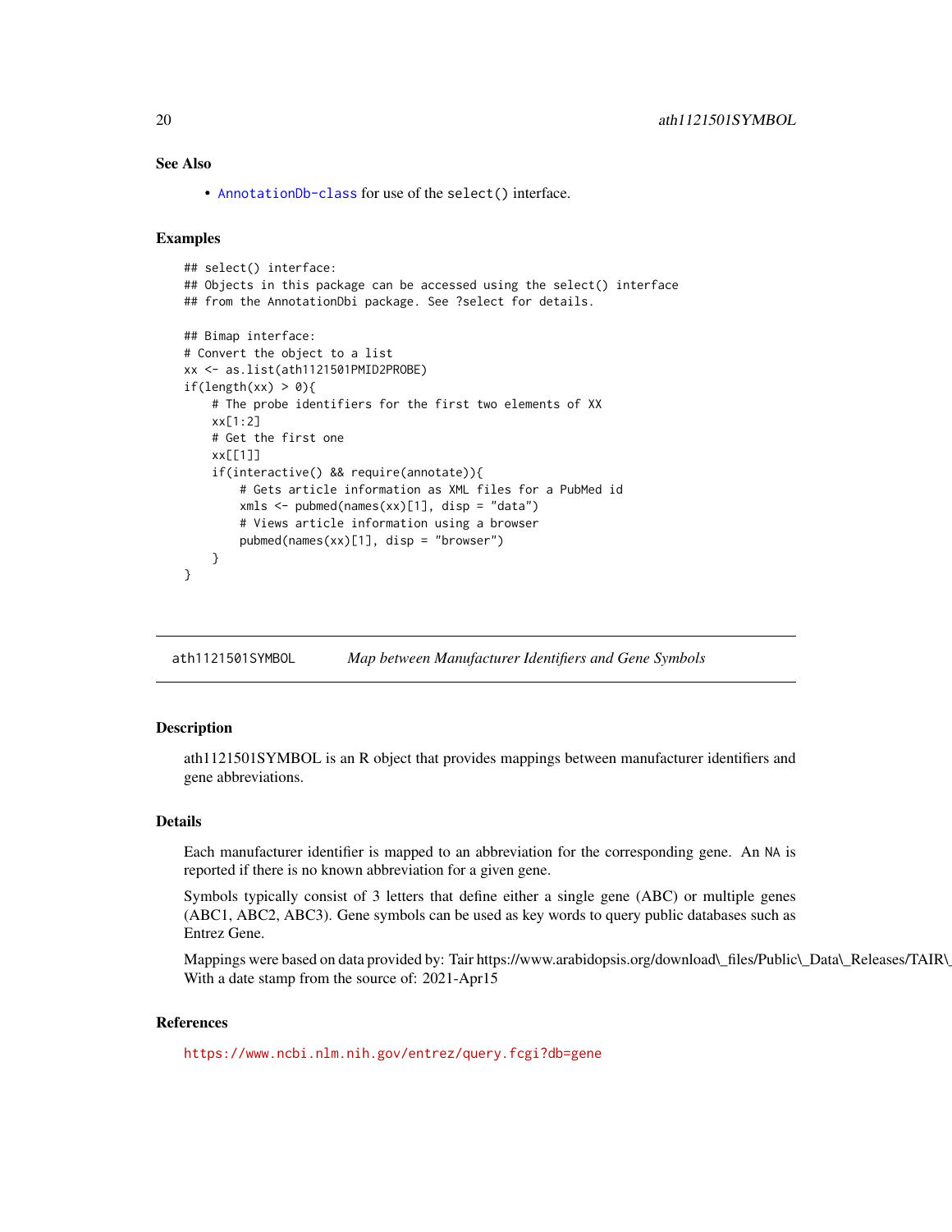## See Also

- AnnotationDb-class for use of the select() interface.

## Examples

```
## select() interface:
## Objects in this package can be accessed using the select() interface
## from the AnnotationDbi package. See ?select for details.

## Bimap interface:
# Convert the object to a list
xx <- as.list(ath1121501PMID2PROBE)
if(length(xx) > 0){
    # The probe identifiers for the first two elements of XX
    xx[1:2]
    # Get the first one
    xx[[1]]
    if(interactive() && require(annotate)){
        # Gets article information as XML files for a PubMed id
        xmls <- pubmed(names(xx)[1], disp = "data")
        # Views article information using a browser
        pubmed(names(xx)[1], disp = "browser")
    }
}
```

---

# ath1121501SYMBOL *Map between Manufacturer Identifiers and Gene Symbols*

## Description

ath1121501SYMBOL is an R object that provides mappings between manufacturer identifiers and gene abbreviations.

## Details

Each manufacturer identifier is mapped to an abbreviation for the corresponding gene. An NA is reported if there is no known abbreviation for a given gene.

Symbols typically consist of 3 letters that define either a single gene (ABC) or multiple genes (ABC1, ABC2, ABC3). Gene symbols can be used as key words to query public databases such as Entrez Gene.

Mappings were based on data provided by: Tair https://www.arabidopsis.org/download\_files/Public\_Data\_Releases/TAIR\_
With a date stamp from the source of: 2021-Apr15

## References

https://www.ncbi.nlm.nih.gov/entrez/query.fcgi?db=gene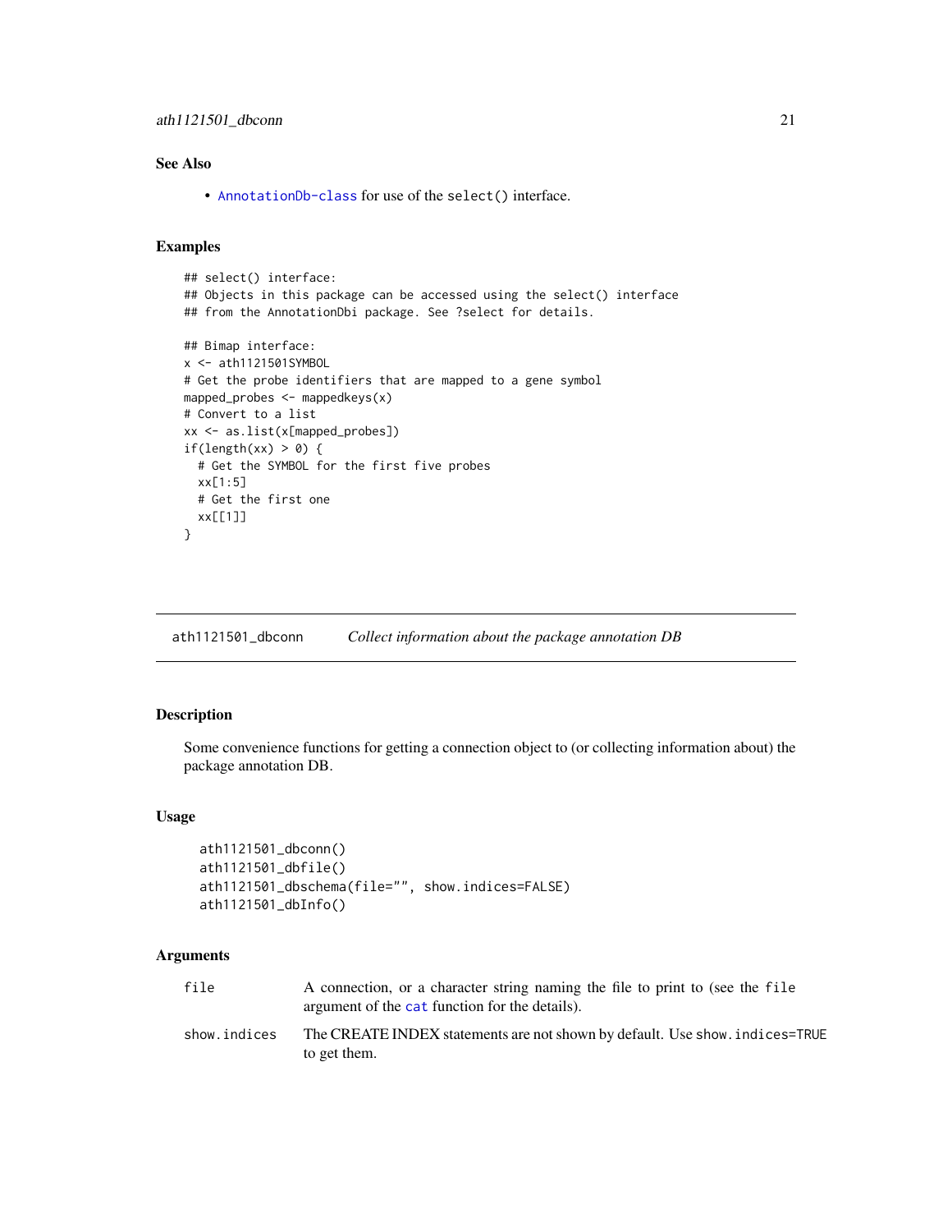### See Also

- AnnotationDb-class for use of the select() interface.

### Examples

```
## select() interface:
## Objects in this package can be accessed using the select() interface
## from the AnnotationDbi package. See ?select for details.

## Bimap interface:
x <- ath1121501SYMBOL
# Get the probe identifiers that are mapped to a gene symbol
mapped_probes <- mappedkeys(x)
# Convert to a list
xx <- as.list(x[mapped_probes])
if(length(xx) > 0) {
  # Get the SYMBOL for the first five probes
  xx[1:5]
  # Get the first one
  xx[[1]]
}
```

---

## ath1121501_dbconn — *Collect information about the package annotation DB*

### Description

Some convenience functions for getting a connection object to (or collecting information about) the package annotation DB.

### Usage

```
ath1121501_dbconn()
ath1121501_dbfile()
ath1121501_dbschema(file="", show.indices=FALSE)
ath1121501_dbInfo()
```

### Arguments

| | |
|---|---|
| file | A connection, or a character string naming the file to print to (see the file argument of the cat function for the details). |
| show.indices | The CREATE INDEX statements are not shown by default. Use show.indices=TRUE to get them. |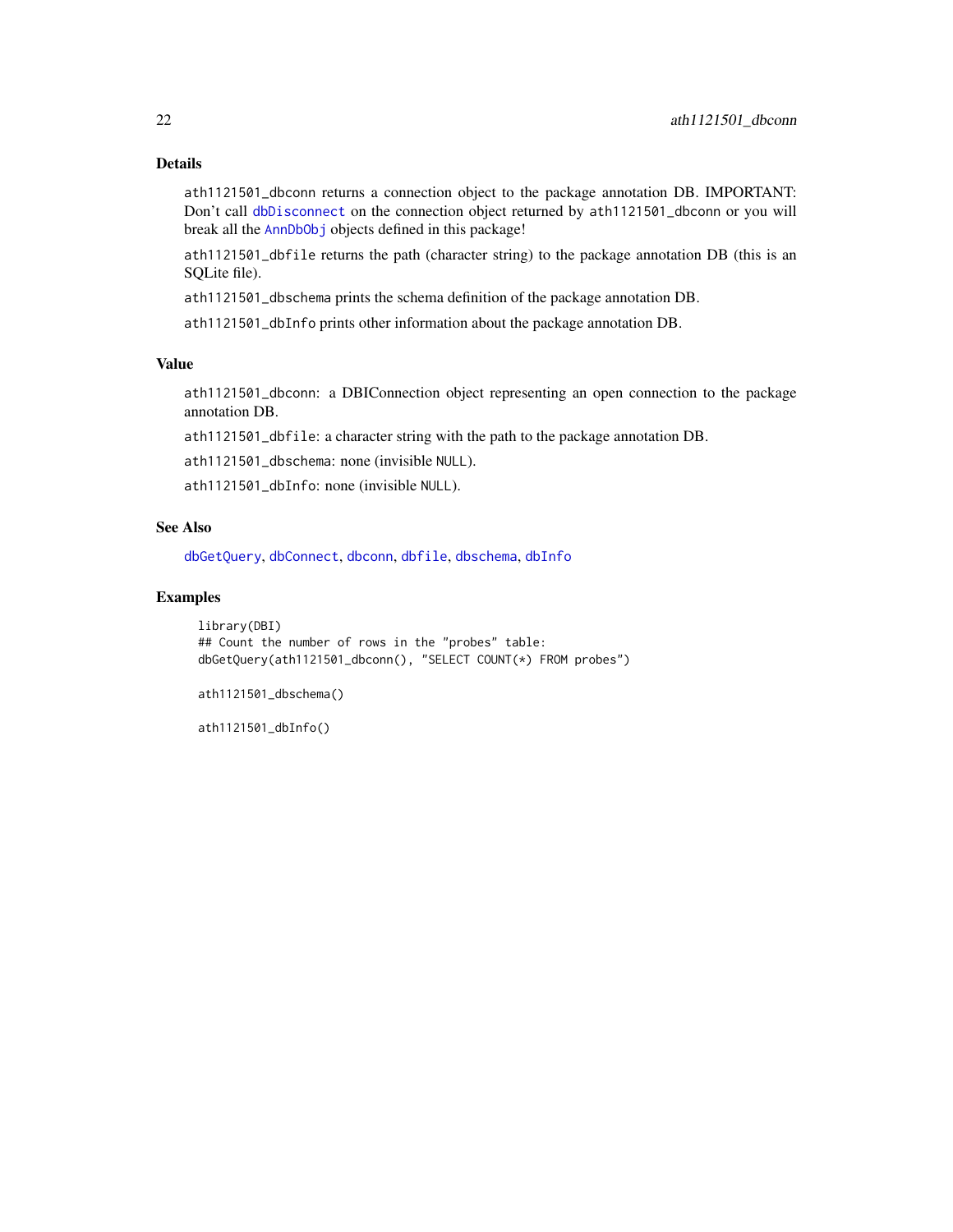## Details

ath1121501_dbconn returns a connection object to the package annotation DB. IMPORTANT: Don't call dbDisconnect on the connection object returned by ath1121501_dbconn or you will break all the AnnDbObj objects defined in this package!

ath1121501_dbfile returns the path (character string) to the package annotation DB (this is an SQLite file).

ath1121501_dbschema prints the schema definition of the package annotation DB.

ath1121501_dbInfo prints other information about the package annotation DB.

## Value

ath1121501_dbconn: a DBIConnection object representing an open connection to the package annotation DB.

ath1121501_dbfile: a character string with the path to the package annotation DB.

ath1121501_dbschema: none (invisible NULL).

ath1121501_dbInfo: none (invisible NULL).

## See Also

dbGetQuery, dbConnect, dbconn, dbfile, dbschema, dbInfo

## Examples

```
library(DBI)
## Count the number of rows in the "probes" table:
dbGetQuery(ath1121501_dbconn(), "SELECT COUNT(*) FROM probes")

ath1121501_dbschema()

ath1121501_dbInfo()
```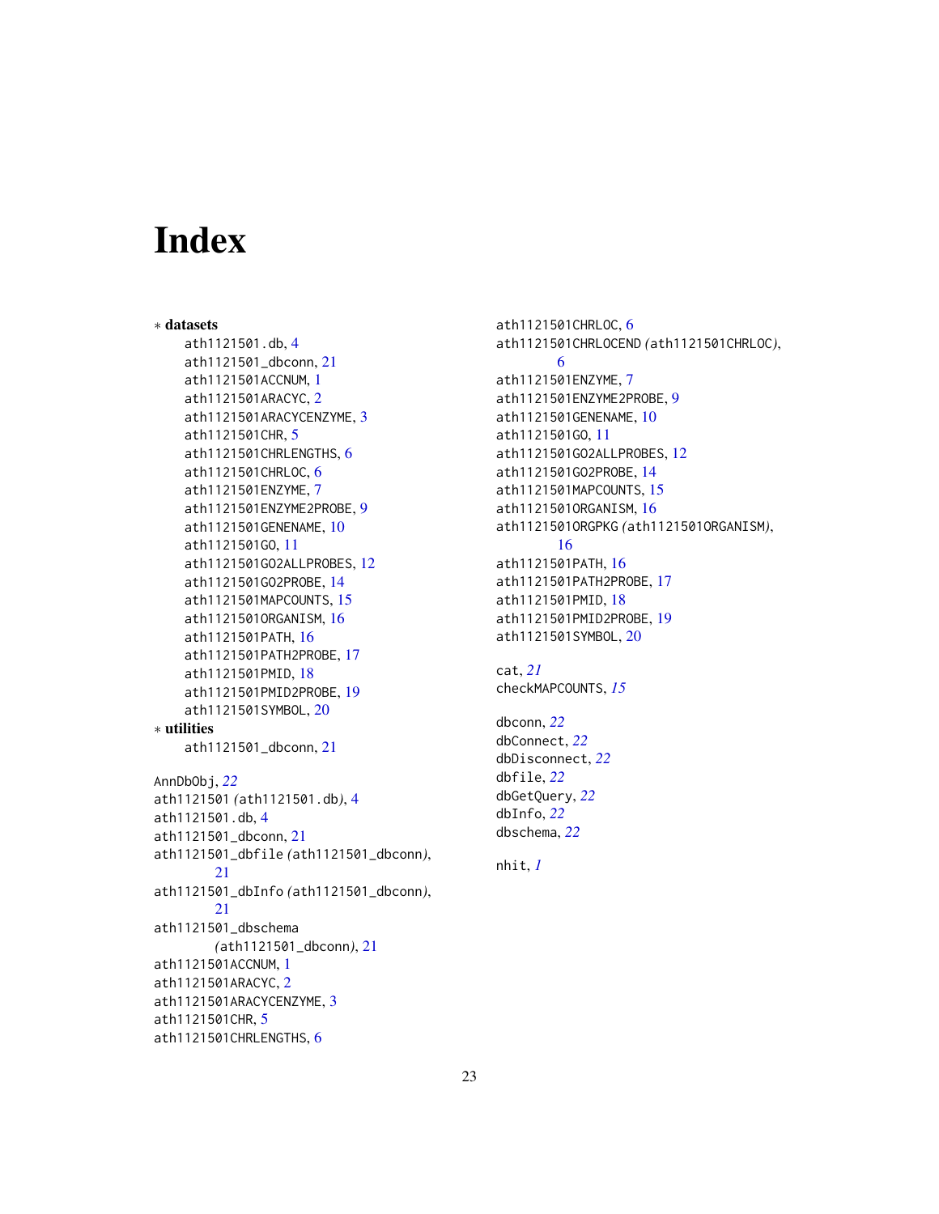# Index

∗ **datasets**

ath1121501.db, 4
ath1121501_dbconn, 21
ath1121501ACCNUM, 1
ath1121501ARACYC, 2
ath1121501ARACYCENZYME, 3
ath1121501CHR, 5
ath1121501CHRLENGTHS, 6
ath1121501CHRLOC, 6
ath1121501ENZYME, 7
ath1121501ENZYME2PROBE, 9
ath1121501GENENAME, 10
ath1121501GO, 11
ath1121501GO2ALLPROBES, 12
ath1121501GO2PROBE, 14
ath1121501MAPCOUNTS, 15
ath1121501ORGANISM, 16
ath1121501PATH, 16
ath1121501PATH2PROBE, 17
ath1121501PMID, 18
ath1121501PMID2PROBE, 19
ath1121501SYMBOL, 20

∗ **utilities**

ath1121501_dbconn, 21

AnnDbObj, *22*
ath1121501 *(*ath1121501.db*)*, 4
ath1121501.db, 4
ath1121501_dbconn, 21
ath1121501_dbfile *(*ath1121501_dbconn*)*, 21
ath1121501_dbInfo *(*ath1121501_dbconn*)*, 21
ath1121501_dbschema *(*ath1121501_dbconn*)*, 21
ath1121501ACCNUM, 1
ath1121501ARACYC, 2
ath1121501ARACYCENZYME, 3
ath1121501CHR, 5
ath1121501CHRLENGTHS, 6
ath1121501CHRLOC, 6
ath1121501CHRLOCEND *(*ath1121501CHRLOC*)*, 6
ath1121501ENZYME, 7
ath1121501ENZYME2PROBE, 9
ath1121501GENENAME, 10
ath1121501GO, 11
ath1121501GO2ALLPROBES, 12
ath1121501GO2PROBE, 14
ath1121501MAPCOUNTS, 15
ath1121501ORGANISM, 16
ath1121501ORGPKG *(*ath1121501ORGANISM*)*, 16
ath1121501PATH, 16
ath1121501PATH2PROBE, 17
ath1121501PMID, 18
ath1121501PMID2PROBE, 19
ath1121501SYMBOL, 20

cat, *21*
checkMAPCOUNTS, *15*

dbconn, *22*
dbConnect, *22*
dbDisconnect, *22*
dbfile, *22*
dbGetQuery, *22*
dbInfo, *22*
dbschema, *22*

nhit, *1*